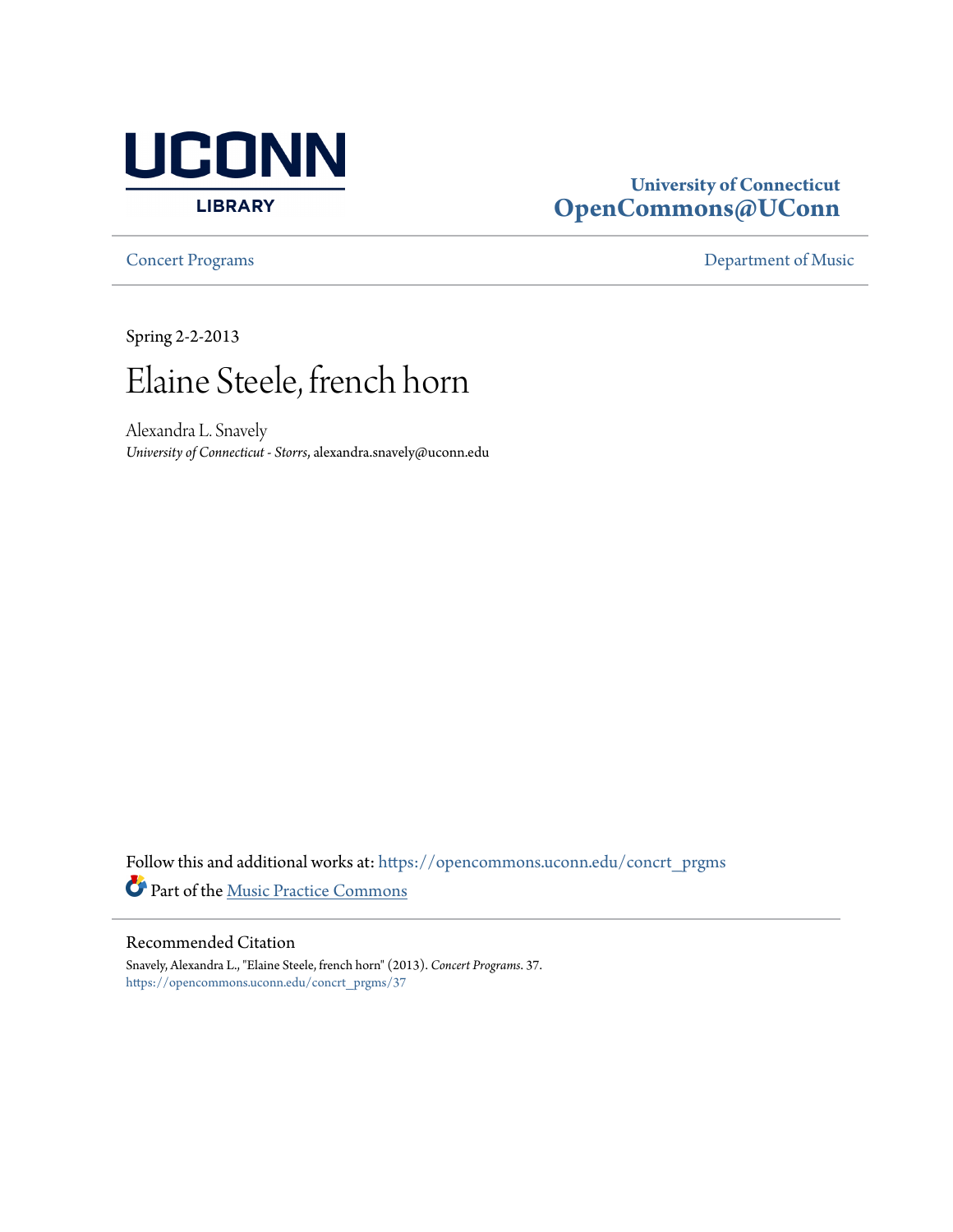UCONN LIBRARY

University of Connecticut
**OpenCommons@UConn**

Concert Programs | Department of Music

Spring 2-2-2013

# Elaine Steele, french horn

Alexandra L. Snavely
*University of Connecticut - Storrs*, alexandra.snavely@uconn.edu

Follow this and additional works at: https://opencommons.uconn.edu/concrt_prgms

Part of the Music Practice Commons

## Recommended Citation

Snavely, Alexandra L., "Elaine Steele, french horn" (2013). *Concert Programs*. 37.
https://opencommons.uconn.edu/concrt_prgms/37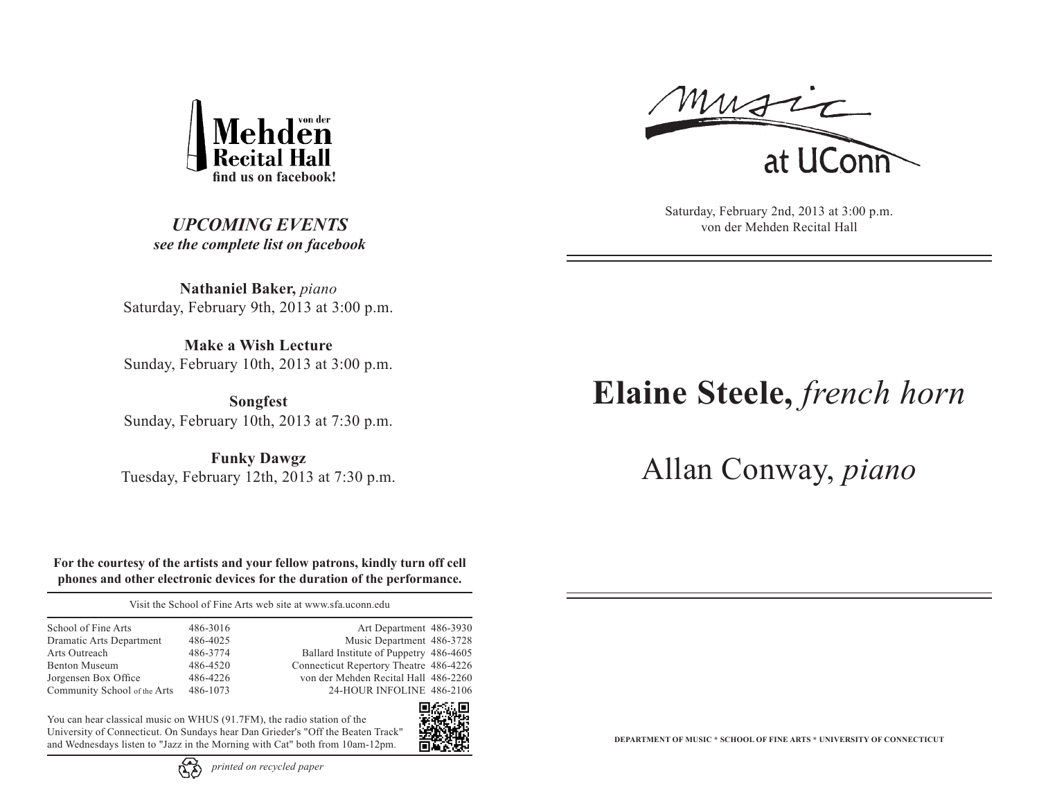von der **Mehden Recital Hall**
**find us on facebook!**

***UPCOMING EVENTS***
***see the complete list on facebook***

**Nathaniel Baker,** *piano*
Saturday, February 9th, 2013 at 3:00 p.m.

**Make a Wish Lecture**
Sunday, February 10th, 2013 at 3:00 p.m.

**Songfest**
Sunday, February 10th, 2013 at 7:30 p.m.

**Funky Dawgz**
Tuesday, February 12th, 2013 at 7:30 p.m.

**For the courtesy of the artists and your fellow patrons, kindly turn off cell phones and other electronic devices for the duration of the performance.**

Visit the School of Fine Arts web site at www.sfa.uconn.edu

| | | | |
|---|---|---|---|
| School of Fine Arts | 486-3016 | Art Department | 486-3930 |
| Dramatic Arts Department | 486-4025 | Music Department | 486-3728 |
| Arts Outreach | 486-3774 | Ballard Institute of Puppetry | 486-4605 |
| Benton Museum | 486-4520 | Connecticut Repertory Theatre | 486-4226 |
| Jorgensen Box Office | 486-4226 | von der Mehden Recital Hall | 486-2260 |
| Community School of the Arts | 486-1073 | 24-HOUR INFOLINE | 486-2106 |

You can hear classical music on WHUS (91.7FM), the radio station of the University of Connecticut. On Sundays hear Dan Grieder's "Off the Beaten Track" and Wednesdays listen to "Jazz in the Morning with Cat" both from 10am-12pm.

*printed on recycled paper*

music at UConn

Saturday, February 2nd, 2013 at 3:00 p.m.
von der Mehden Recital Hall

# **Elaine Steele,** *french horn*

## Allan Conway, *piano*

**DEPARTMENT OF MUSIC * SCHOOL OF FINE ARTS * UNIVERSITY OF CONNECTICUT**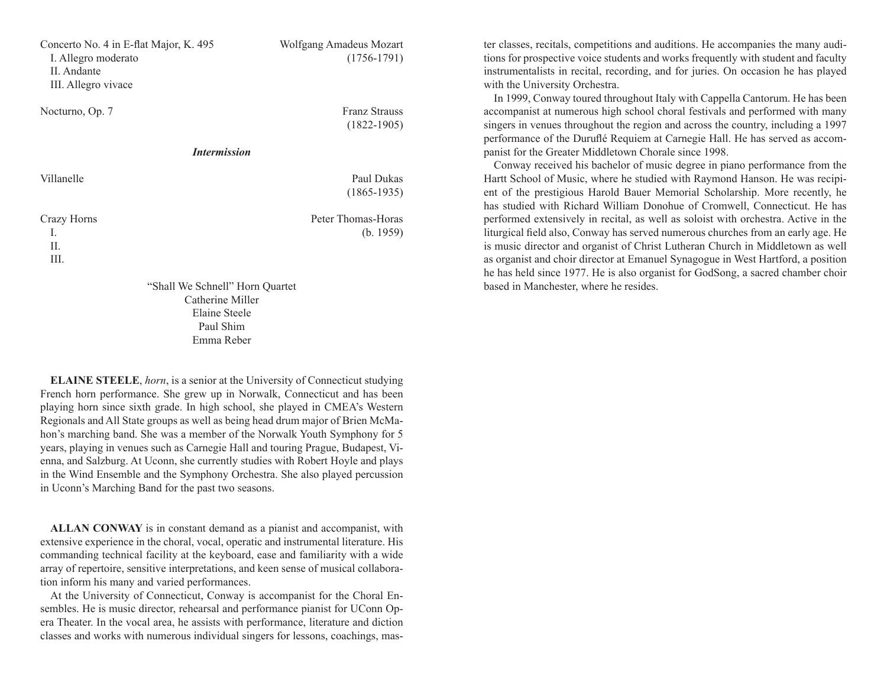Concerto No. 4 in E-flat Major, K. 495 — Wolfgang Amadeus Mozart (1756-1791)
- I. Allegro moderato
- II. Andante
- III. Allegro vivace

Nocturno, Op. 7 — Franz Strauss (1822-1905)

***Intermission***

Villanelle — Paul Dukas (1865-1935)

Crazy Horns — Peter Thomas-Horas (b. 1959)
- I.
- II.
- III.

"Shall We Schnell" Horn Quartet
Catherine Miller
Elaine Steele
Paul Shim
Emma Reber

**ELAINE STEELE**, *horn*, is a senior at the University of Connecticut studying French horn performance. She grew up in Norwalk, Connecticut and has been playing horn since sixth grade. In high school, she played in CMEA's Western Regionals and All State groups as well as being head drum major of Brien McMahon's marching band. She was a member of the Norwalk Youth Symphony for 5 years, playing in venues such as Carnegie Hall and touring Prague, Budapest, Vienna, and Salzburg. At Uconn, she currently studies with Robert Hoyle and plays in the Wind Ensemble and the Symphony Orchestra. She also played percussion in Uconn's Marching Band for the past two seasons.

**ALLAN CONWAY** is in constant demand as a pianist and accompanist, with extensive experience in the choral, vocal, operatic and instrumental literature. His commanding technical facility at the keyboard, ease and familiarity with a wide array of repertoire, sensitive interpretations, and keen sense of musical collaboration inform his many and varied performances.

At the University of Connecticut, Conway is accompanist for the Choral Ensembles. He is music director, rehearsal and performance pianist for UConn Opera Theater. In the vocal area, he assists with performance, literature and diction classes and works with numerous individual singers for lessons, coachings, master classes, recitals, competitions and auditions. He accompanies the many auditions for prospective voice students and works frequently with student and faculty instrumentalists in recital, recording, and for juries. On occasion he has played with the University Orchestra.

In 1999, Conway toured throughout Italy with Cappella Cantorum. He has been accompanist at numerous high school choral festivals and performed with many singers in venues throughout the region and across the country, including a 1997 performance of the Duruflé Requiem at Carnegie Hall. He has served as accompanist for the Greater Middletown Chorale since 1998.

Conway received his bachelor of music degree in piano performance from the Hartt School of Music, where he studied with Raymond Hanson. He was recipient of the prestigious Harold Bauer Memorial Scholarship. More recently, he has studied with Richard William Donohue of Cromwell, Connecticut. He has performed extensively in recital, as well as soloist with orchestra. Active in the liturgical field also, Conway has served numerous churches from an early age. He is music director and organist of Christ Lutheran Church in Middletown as well as organist and choir director at Emanuel Synagogue in West Hartford, a position he has held since 1977. He is also organist for GodSong, a sacred chamber choir based in Manchester, where he resides.